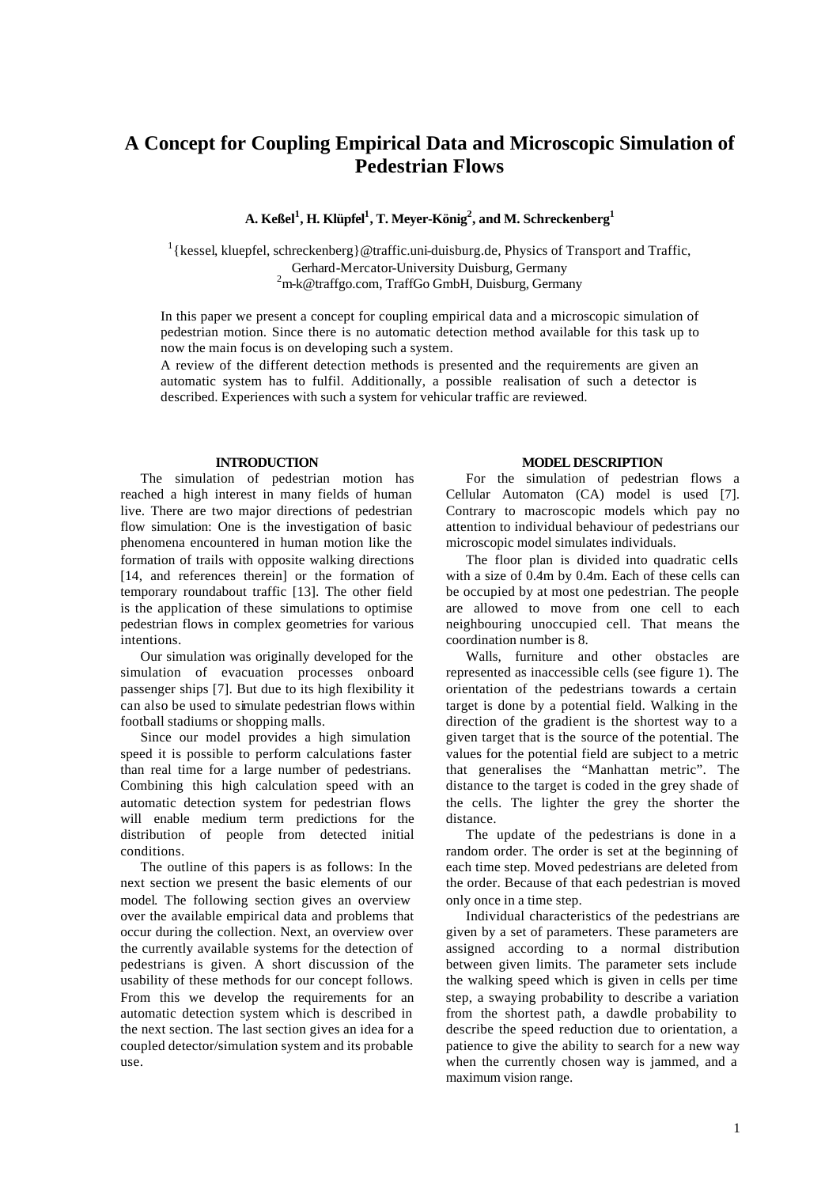# A Concept for Coupling Empirical Data and Microscopic Simulation of Pedestrian Flows

**A. Keßel[1], H. Klüpfel[1], T. Meyer-König[2], and M. Schreckenberg[1]**

[1] {kessel, kluepfel, schreckenberg}@traffic.uni-duisburg.de, Physics of Transport and Traffic, Gerhard-Mercator-University Duisburg, Germany
[2] m-k@traffgo.com, TraffGo GmbH, Duisburg, Germany

In this paper we present a concept for coupling empirical data and a microscopic simulation of pedestrian motion. Since there is no automatic detection method available for this task up to now the main focus is on developing such a system.
A review of the different detection methods is presented and the requirements are given an automatic system has to fulfil. Additionally, a possible realisation of such a detector is described. Experiences with such a system for vehicular traffic are reviewed.

## INTRODUCTION

The simulation of pedestrian motion has reached a high interest in many fields of human live. There are two major directions of pedestrian flow simulation: One is the investigation of basic phenomena encountered in human motion like the formation of trails with opposite walking directions [14, and references therein] or the formation of temporary roundabout traffic [13]. The other field is the application of these simulations to optimise pedestrian flows in complex geometries for various intentions.

Our simulation was originally developed for the simulation of evacuation processes onboard passenger ships [7]. But due to its high flexibility it can also be used to simulate pedestrian flows within football stadiums or shopping malls.

Since our model provides a high simulation speed it is possible to perform calculations faster than real time for a large number of pedestrians. Combining this high calculation speed with an automatic detection system for pedestrian flows will enable medium term predictions for the distribution of people from detected initial conditions.

The outline of this papers is as follows: In the next section we present the basic elements of our model. The following section gives an overview over the available empirical data and problems that occur during the collection. Next, an overview over the currently available systems for the detection of pedestrians is given. A short discussion of the usability of these methods for our concept follows. From this we develop the requirements for an automatic detection system which is described in the next section. The last section gives an idea for a coupled detector/simulation system and its probable use.

## MODEL DESCRIPTION

For the simulation of pedestrian flows a Cellular Automaton (CA) model is used [7]. Contrary to macroscopic models which pay no attention to individual behaviour of pedestrians our microscopic model simulates individuals.

The floor plan is divided into quadratic cells with a size of 0.4m by 0.4m. Each of these cells can be occupied by at most one pedestrian. The people are allowed to move from one cell to each neighbouring unoccupied cell. That means the coordination number is 8.

Walls, furniture and other obstacles are represented as inaccessible cells (see figure 1). The orientation of the pedestrians towards a certain target is done by a potential field. Walking in the direction of the gradient is the shortest way to a given target that is the source of the potential. The values for the potential field are subject to a metric that generalises the "Manhattan metric". The distance to the target is coded in the grey shade of the cells. The lighter the grey the shorter the distance.

The update of the pedestrians is done in a random order. The order is set at the beginning of each time step. Moved pedestrians are deleted from the order. Because of that each pedestrian is moved only once in a time step.

Individual characteristics of the pedestrians are given by a set of parameters. These parameters are assigned according to a normal distribution between given limits. The parameter sets include the walking speed which is given in cells per time step, a swaying probability to describe a variation from the shortest path, a dawdle probability to describe the speed reduction due to orientation, a patience to give the ability to search for a new way when the currently chosen way is jammed, and a maximum vision range.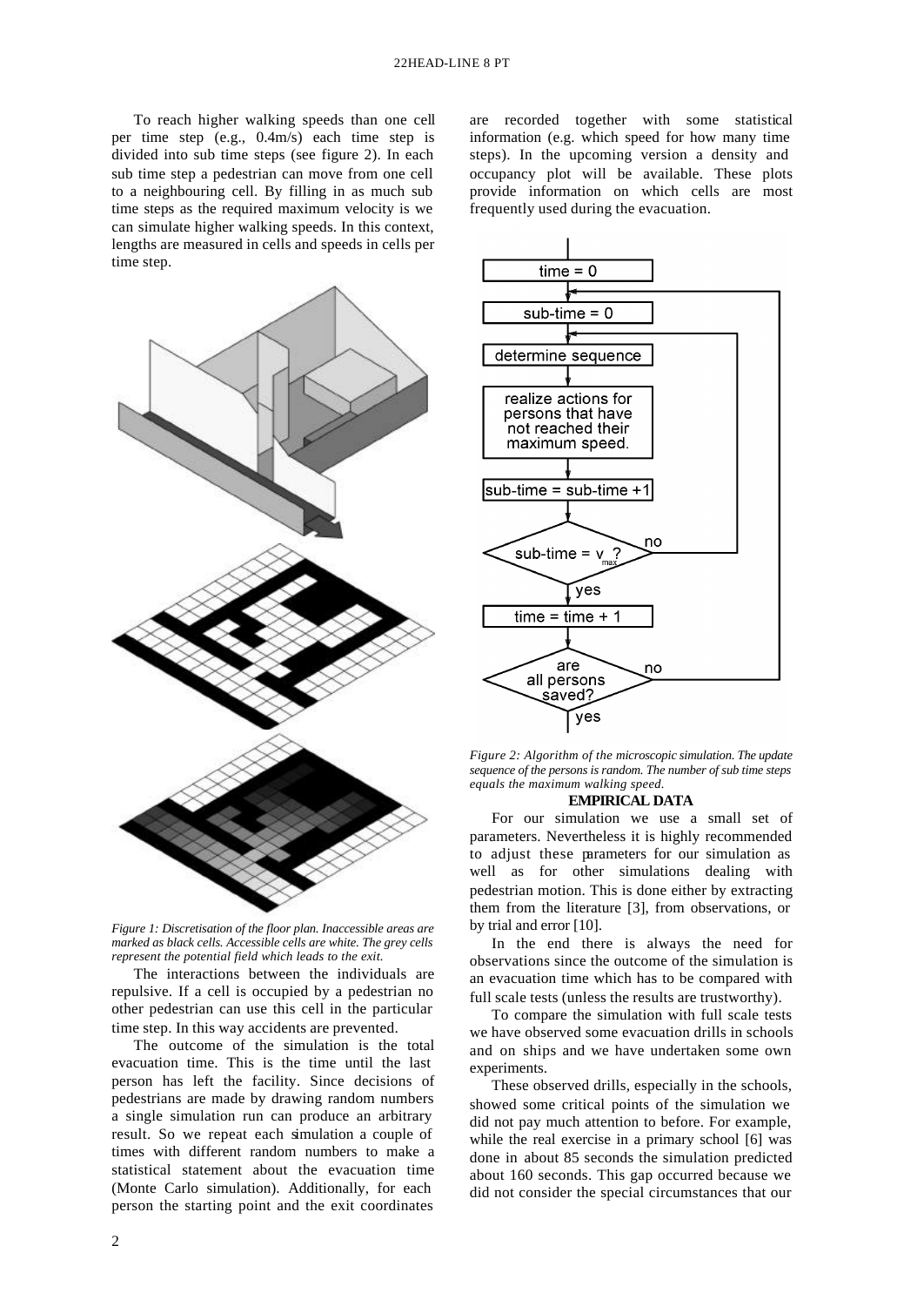To reach higher walking speeds than one cell per time step (e.g., 0.4m/s) each time step is divided into sub time steps (see figure 2). In each sub time step a pedestrian can move from one cell to a neighbouring cell. By filling in as much sub time steps as the required maximum velocity is we can simulate higher walking speeds. In this context, lengths are measured in cells and speeds in cells per time step.

*Figure 1: Discretisation of the floor plan. Inaccessible areas are marked as black cells. Accessible cells are white. The grey cells represent the potential field which leads to the exit.*

The interactions between the individuals are repulsive. If a cell is occupied by a pedestrian no other pedestrian can use this cell in the particular time step. In this way accidents are prevented.

The outcome of the simulation is the total evacuation time. This is the time until the last person has left the facility. Since decisions of pedestrians are made by drawing random numbers a single simulation run can produce an arbitrary result. So we repeat each simulation a couple of times with different random numbers to make a statistical statement about the evacuation time (Monte Carlo simulation). Additionally, for each person the starting point and the exit coordinates are recorded together with some statistical information (e.g. which speed for how many time steps). In the upcoming version a density and occupancy plot will be available. These plots provide information on which cells are most frequently used during the evacuation.

*Figure 2: Algorithm of the microscopic simulation. The update sequence of the persons is random. The number of sub time steps equals the maximum walking speed.*

## EMPIRICAL DATA

For our simulation we use a small set of parameters. Nevertheless it is highly recommended to adjust these parameters for our simulation as well as for other simulations dealing with pedestrian motion. This is done either by extracting them from the literature [3], from observations, or by trial and error [10].

In the end there is always the need for observations since the outcome of the simulation is an evacuation time which has to be compared with full scale tests (unless the results are trustworthy).

To compare the simulation with full scale tests we have observed some evacuation drills in schools and on ships and we have undertaken some own experiments.

These observed drills, especially in the schools, showed some critical points of the simulation we did not pay much attention to before. For example, while the real exercise in a primary school [6] was done in about 85 seconds the simulation predicted about 160 seconds. This gap occurred because we did not consider the special circumstances that our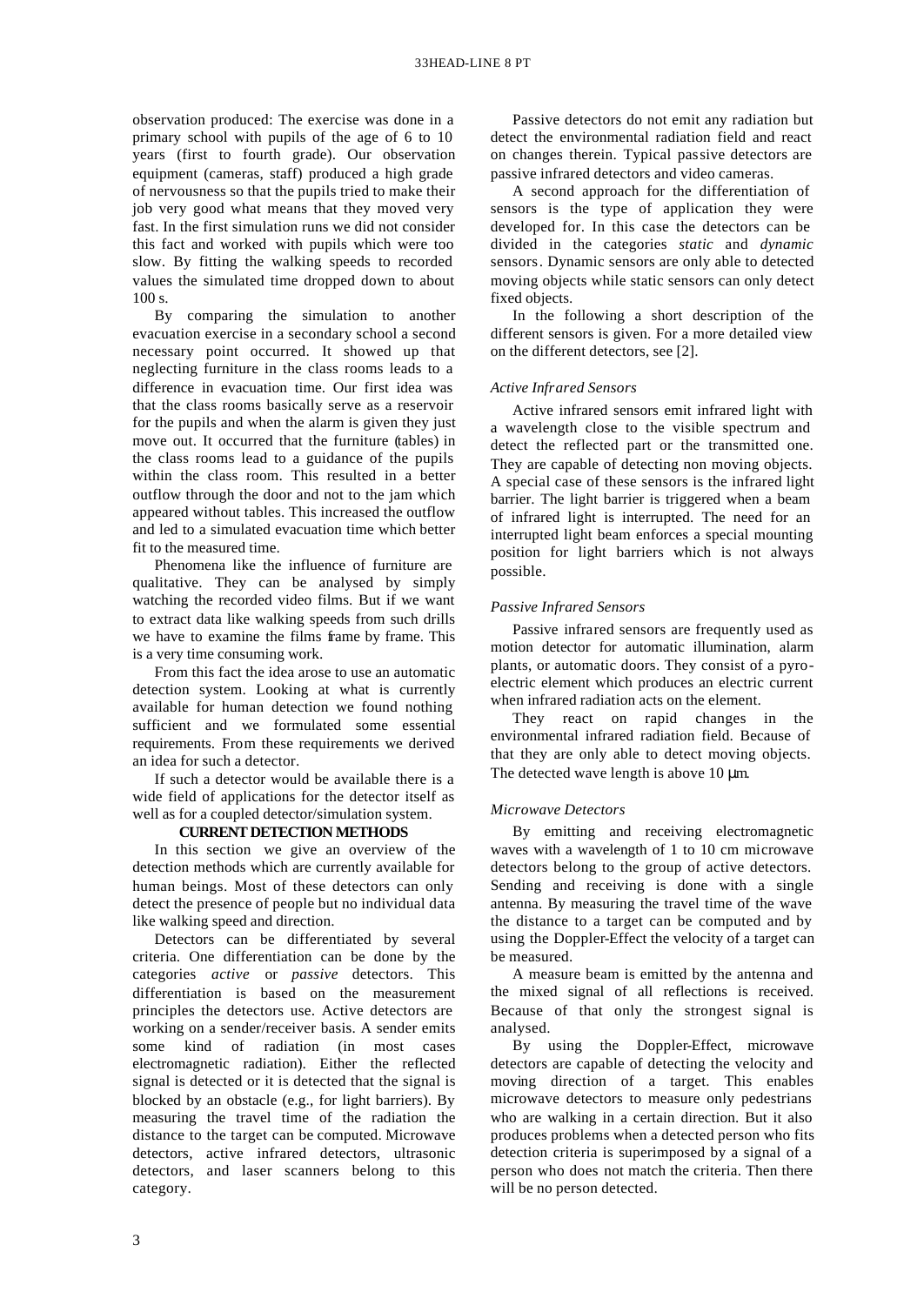observation produced: The exercise was done in a primary school with pupils of the age of 6 to 10 years (first to fourth grade). Our observation equipment (cameras, staff) produced a high grade of nervousness so that the pupils tried to make their job very good what means that they moved very fast. In the first simulation runs we did not consider this fact and worked with pupils which were too slow. By fitting the walking speeds to recorded values the simulated time dropped down to about 100 s.

By comparing the simulation to another evacuation exercise in a secondary school a second necessary point occurred. It showed up that neglecting furniture in the class rooms leads to a difference in evacuation time. Our first idea was that the class rooms basically serve as a reservoir for the pupils and when the alarm is given they just move out. It occurred that the furniture (tables) in the class rooms lead to a guidance of the pupils within the class room. This resulted in a better outflow through the door and not to the jam which appeared without tables. This increased the outflow and led to a simulated evacuation time which better fit to the measured time.

Phenomena like the influence of furniture are qualitative. They can be analysed by simply watching the recorded video films. But if we want to extract data like walking speeds from such drills we have to examine the films frame by frame. This is a very time consuming work.

From this fact the idea arose to use an automatic detection system. Looking at what is currently available for human detection we found nothing sufficient and we formulated some essential requirements. From these requirements we derived an idea for such a detector.

If such a detector would be available there is a wide field of applications for the detector itself as well as for a coupled detector/simulation system.

## CURRENT DETECTION METHODS

In this section we give an overview of the detection methods which are currently available for human beings. Most of these detectors can only detect the presence of people but no individual data like walking speed and direction.

Detectors can be differentiated by several criteria. One differentiation can be done by the categories *active* or *passive* detectors. This differentiation is based on the measurement principles the detectors use. Active detectors are working on a sender/receiver basis. A sender emits some kind of radiation (in most cases electromagnetic radiation). Either the reflected signal is detected or it is detected that the signal is blocked by an obstacle (e.g., for light barriers). By measuring the travel time of the radiation the distance to the target can be computed. Microwave detectors, active infrared detectors, ultrasonic detectors, and laser scanners belong to this category.

Passive detectors do not emit any radiation but detect the environmental radiation field and react on changes therein. Typical passive detectors are passive infrared detectors and video cameras.

A second approach for the differentiation of sensors is the type of application they were developed for. In this case the detectors can be divided in the categories *static* and *dynamic* sensors. Dynamic sensors are only able to detected moving objects while static sensors can only detect fixed objects.

In the following a short description of the different sensors is given. For a more detailed view on the different detectors, see [2].

### *Active Infrared Sensors*

Active infrared sensors emit infrared light with a wavelength close to the visible spectrum and detect the reflected part or the transmitted one. They are capable of detecting non moving objects. A special case of these sensors is the infrared light barrier. The light barrier is triggered when a beam of infrared light is interrupted. The need for an interrupted light beam enforces a special mounting position for light barriers which is not always possible.

### *Passive Infrared Sensors*

Passive infrared sensors are frequently used as motion detector for automatic illumination, alarm plants, or automatic doors. They consist of a pyro-electric element which produces an electric current when infrared radiation acts on the element.

They react on rapid changes in the environmental infrared radiation field. Because of that they are only able to detect moving objects. The detected wave length is above 10 μm.

### *Microwave Detectors*

By emitting and receiving electromagnetic waves with a wavelength of 1 to 10 cm microwave detectors belong to the group of active detectors. Sending and receiving is done with a single antenna. By measuring the travel time of the wave the distance to a target can be computed and by using the Doppler-Effect the velocity of a target can be measured.

A measure beam is emitted by the antenna and the mixed signal of all reflections is received. Because of that only the strongest signal is analysed.

By using the Doppler-Effect, microwave detectors are capable of detecting the velocity and moving direction of a target. This enables microwave detectors to measure only pedestrians who are walking in a certain direction. But it also produces problems when a detected person who fits detection criteria is superimposed by a signal of a person who does not match the criteria. Then there will be no person detected.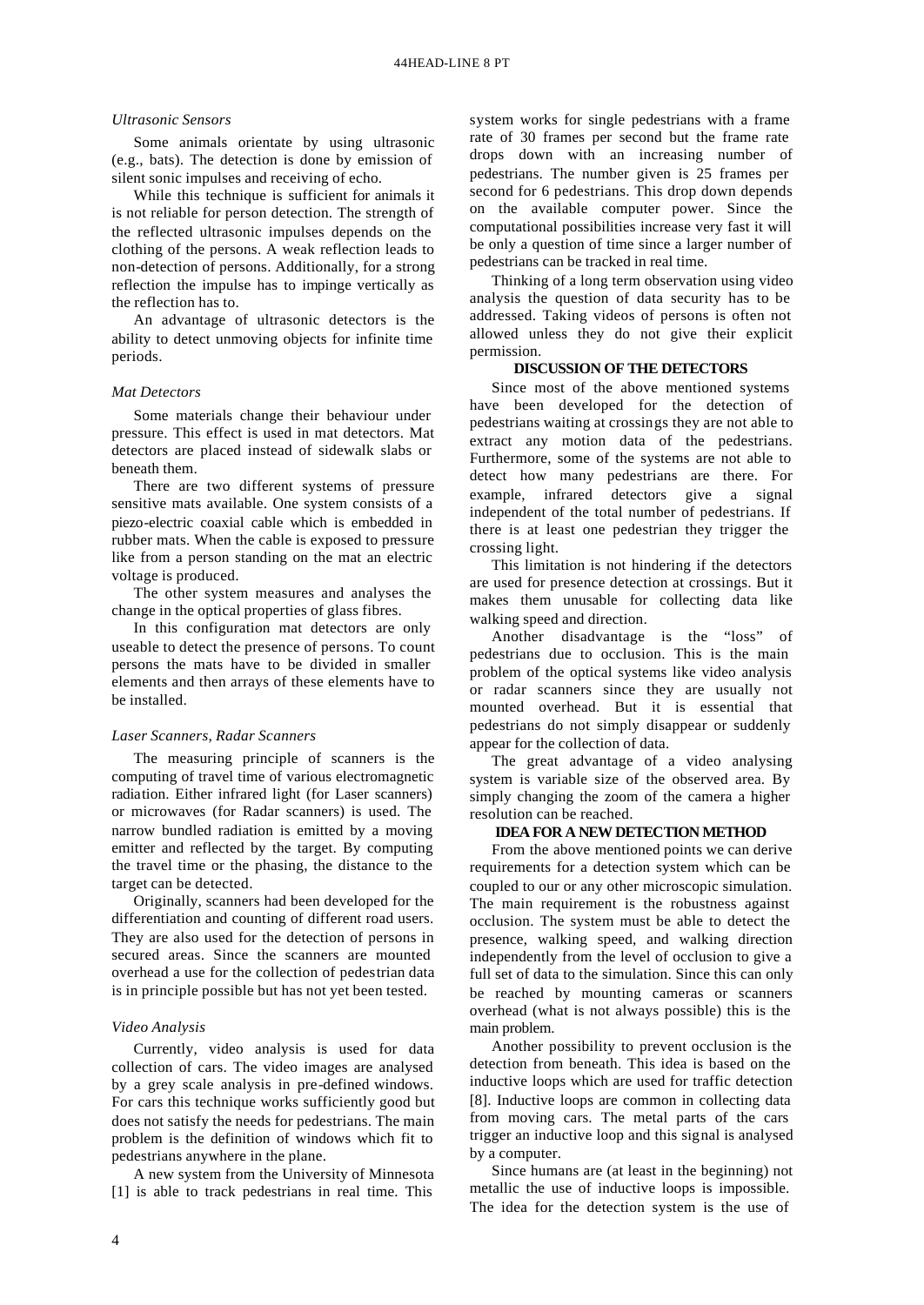*Ultrasonic Sensors*

Some animals orientate by using ultrasonic (e.g., bats). The detection is done by emission of silent sonic impulses and receiving of echo.

While this technique is sufficient for animals it is not reliable for person detection. The strength of the reflected ultrasonic impulses depends on the clothing of the persons. A weak reflection leads to non-detection of persons. Additionally, for a strong reflection the impulse has to impinge vertically as the reflection has to.

An advantage of ultrasonic detectors is the ability to detect unmoving objects for infinite time periods.

*Mat Detectors*

Some materials change their behaviour under pressure. This effect is used in mat detectors. Mat detectors are placed instead of sidewalk slabs or beneath them.

There are two different systems of pressure sensitive mats available. One system consists of a piezo-electric coaxial cable which is embedded in rubber mats. When the cable is exposed to pressure like from a person standing on the mat an electric voltage is produced.

The other system measures and analyses the change in the optical properties of glass fibres.

In this configuration mat detectors are only useable to detect the presence of persons. To count persons the mats have to be divided in smaller elements and then arrays of these elements have to be installed.

*Laser Scanners, Radar Scanners*

The measuring principle of scanners is the computing of travel time of various electromagnetic radiation. Either infrared light (for Laser scanners) or microwaves (for Radar scanners) is used. The narrow bundled radiation is emitted by a moving emitter and reflected by the target. By computing the travel time or the phasing, the distance to the target can be detected.

Originally, scanners had been developed for the differentiation and counting of different road users. They are also used for the detection of persons in secured areas. Since the scanners are mounted overhead a use for the collection of pedestrian data is in principle possible but has not yet been tested.

*Video Analysis*

Currently, video analysis is used for data collection of cars. The video images are analysed by a grey scale analysis in pre-defined windows. For cars this technique works sufficiently good but does not satisfy the needs for pedestrians. The main problem is the definition of windows which fit to pedestrians anywhere in the plane.

A new system from the University of Minnesota [1] is able to track pedestrians in real time. This system works for single pedestrians with a frame rate of 30 frames per second but the frame rate drops down with an increasing number of pedestrians. The number given is 25 frames per second for 6 pedestrians. This drop down depends on the available computer power. Since the computational possibilities increase very fast it will be only a question of time since a larger number of pedestrians can be tracked in real time.

Thinking of a long term observation using video analysis the question of data security has to be addressed. Taking videos of persons is often not allowed unless they do not give their explicit permission.

## DISCUSSION OF THE DETECTORS

Since most of the above mentioned systems have been developed for the detection of pedestrians waiting at crossings they are not able to extract any motion data of the pedestrians. Furthermore, some of the systems are not able to detect how many pedestrians are there. For example, infrared detectors give a signal independent of the total number of pedestrians. If there is at least one pedestrian they trigger the crossing light.

This limitation is not hindering if the detectors are used for presence detection at crossings. But it makes them unusable for collecting data like walking speed and direction.

Another disadvantage is the "loss" of pedestrians due to occlusion. This is the main problem of the optical systems like video analysis or radar scanners since they are usually not mounted overhead. But it is essential that pedestrians do not simply disappear or suddenly appear for the collection of data.

The great advantage of a video analysing system is variable size of the observed area. By simply changing the zoom of the camera a higher resolution can be reached.

## IDEA FOR A NEW DETECTION METHOD

From the above mentioned points we can derive requirements for a detection system which can be coupled to our or any other microscopic simulation. The main requirement is the robustness against occlusion. The system must be able to detect the presence, walking speed, and walking direction independently from the level of occlusion to give a full set of data to the simulation. Since this can only be reached by mounting cameras or scanners overhead (what is not always possible) this is the main problem.

Another possibility to prevent occlusion is the detection from beneath. This idea is based on the inductive loops which are used for traffic detection [8]. Inductive loops are common in collecting data from moving cars. The metal parts of the cars trigger an inductive loop and this signal is analysed by a computer.

Since humans are (at least in the beginning) not metallic the use of inductive loops is impossible. The idea for the detection system is the use of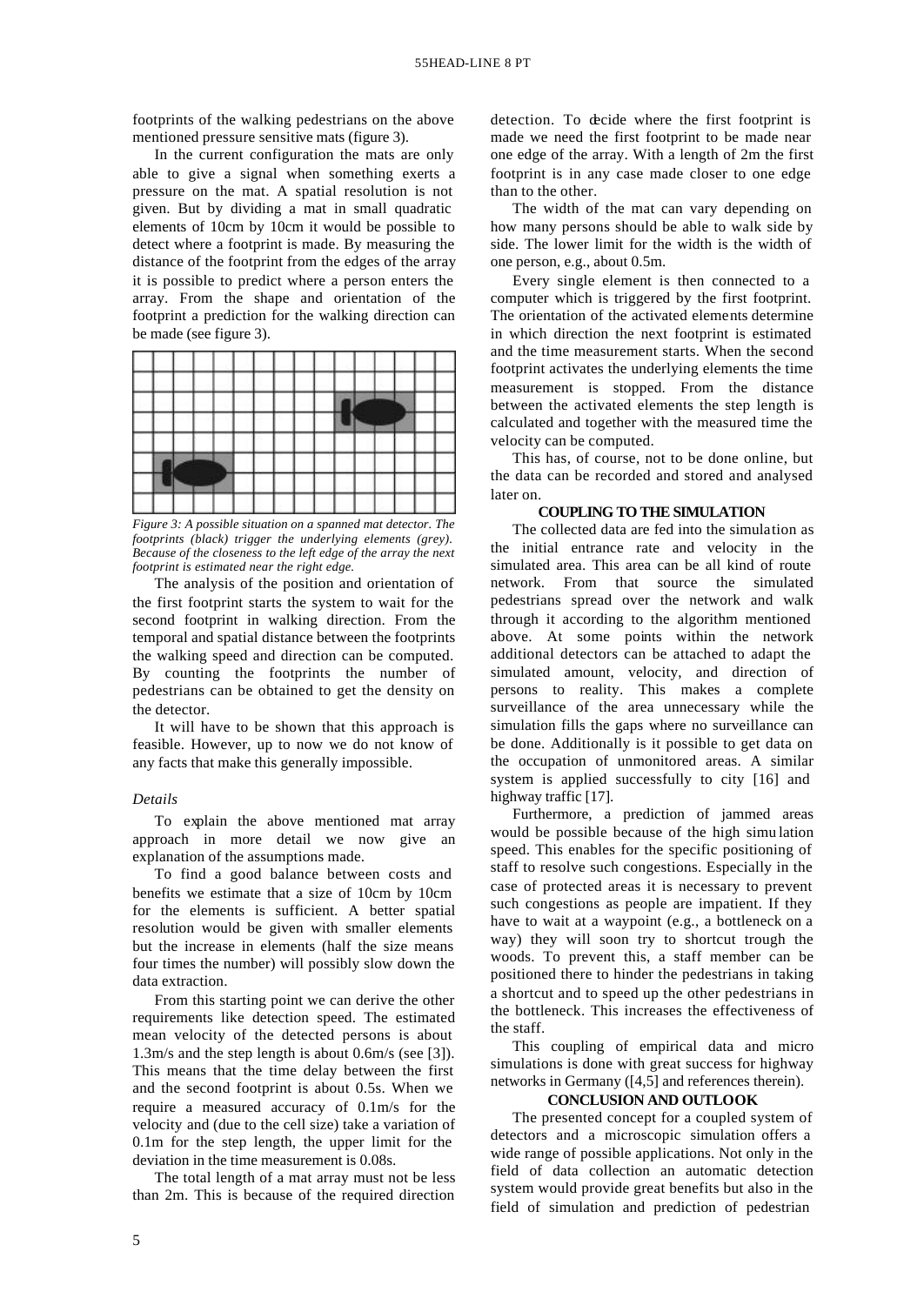footprints of the walking pedestrians on the above mentioned pressure sensitive mats (figure 3).

In the current configuration the mats are only able to give a signal when something exerts a pressure on the mat. A spatial resolution is not given. But by dividing a mat in small quadratic elements of 10cm by 10cm it would be possible to detect where a footprint is made. By measuring the distance of the footprint from the edges of the array it is possible to predict where a person enters the array. From the shape and orientation of the footprint a prediction for the walking direction can be made (see figure 3).

*Figure 3: A possible situation on a spanned mat detector. The footprints (black) trigger the underlying elements (grey). Because of the closeness to the left edge of the array the next footprint is estimated near the right edge.*

The analysis of the position and orientation of the first footprint starts the system to wait for the second footprint in walking direction. From the temporal and spatial distance between the footprints the walking speed and direction can be computed. By counting the footprints the number of pedestrians can be obtained to get the density on the detector.

It will have to be shown that this approach is feasible. However, up to now we do not know of any facts that make this generally impossible.

### *Details*

To explain the above mentioned mat array approach in more detail we now give an explanation of the assumptions made.

To find a good balance between costs and benefits we estimate that a size of 10cm by 10cm for the elements is sufficient. A better spatial resolution would be given with smaller elements but the increase in elements (half the size means four times the number) will possibly slow down the data extraction.

From this starting point we can derive the other requirements like detection speed. The estimated mean velocity of the detected persons is about 1.3m/s and the step length is about 0.6m/s (see [3]). This means that the time delay between the first and the second footprint is about 0.5s. When we require a measured accuracy of 0.1m/s for the velocity and (due to the cell size) take a variation of 0.1m for the step length, the upper limit for the deviation in the time measurement is 0.08s.

The total length of a mat array must not be less than 2m. This is because of the required direction detection. To decide where the first footprint is made we need the first footprint to be made near one edge of the array. With a length of 2m the first footprint is in any case made closer to one edge than to the other.

The width of the mat can vary depending on how many persons should be able to walk side by side. The lower limit for the width is the width of one person, e.g., about 0.5m.

Every single element is then connected to a computer which is triggered by the first footprint. The orientation of the activated elements determine in which direction the next footprint is estimated and the time measurement starts. When the second footprint activates the underlying elements the time measurement is stopped. From the distance between the activated elements the step length is calculated and together with the measured time the velocity can be computed.

This has, of course, not to be done online, but the data can be recorded and stored and analysed later on.

## COUPLING TO THE SIMULATION

The collected data are fed into the simulation as the initial entrance rate and velocity in the simulated area. This area can be all kind of route network. From that source the simulated pedestrians spread over the network and walk through it according to the algorithm mentioned above. At some points within the network additional detectors can be attached to adapt the simulated amount, velocity, and direction of persons to reality. This makes a complete surveillance of the area unnecessary while the simulation fills the gaps where no surveillance can be done. Additionally is it possible to get data on the occupation of unmonitored areas. A similar system is applied successfully to city [16] and highway traffic [17].

Furthermore, a prediction of jammed areas would be possible because of the high simulation speed. This enables for the specific positioning of staff to resolve such congestions. Especially in the case of protected areas it is necessary to prevent such congestions as people are impatient. If they have to wait at a waypoint (e.g., a bottleneck on a way) they will soon try to shortcut trough the woods. To prevent this, a staff member can be positioned there to hinder the pedestrians in taking a shortcut and to speed up the other pedestrians in the bottleneck. This increases the effectiveness of the staff.

This coupling of empirical data and micro simulations is done with great success for highway networks in Germany ([4,5] and references therein).

## CONCLUSION AND OUTLOOK

The presented concept for a coupled system of detectors and a microscopic simulation offers a wide range of possible applications. Not only in the field of data collection an automatic detection system would provide great benefits but also in the field of simulation and prediction of pedestrian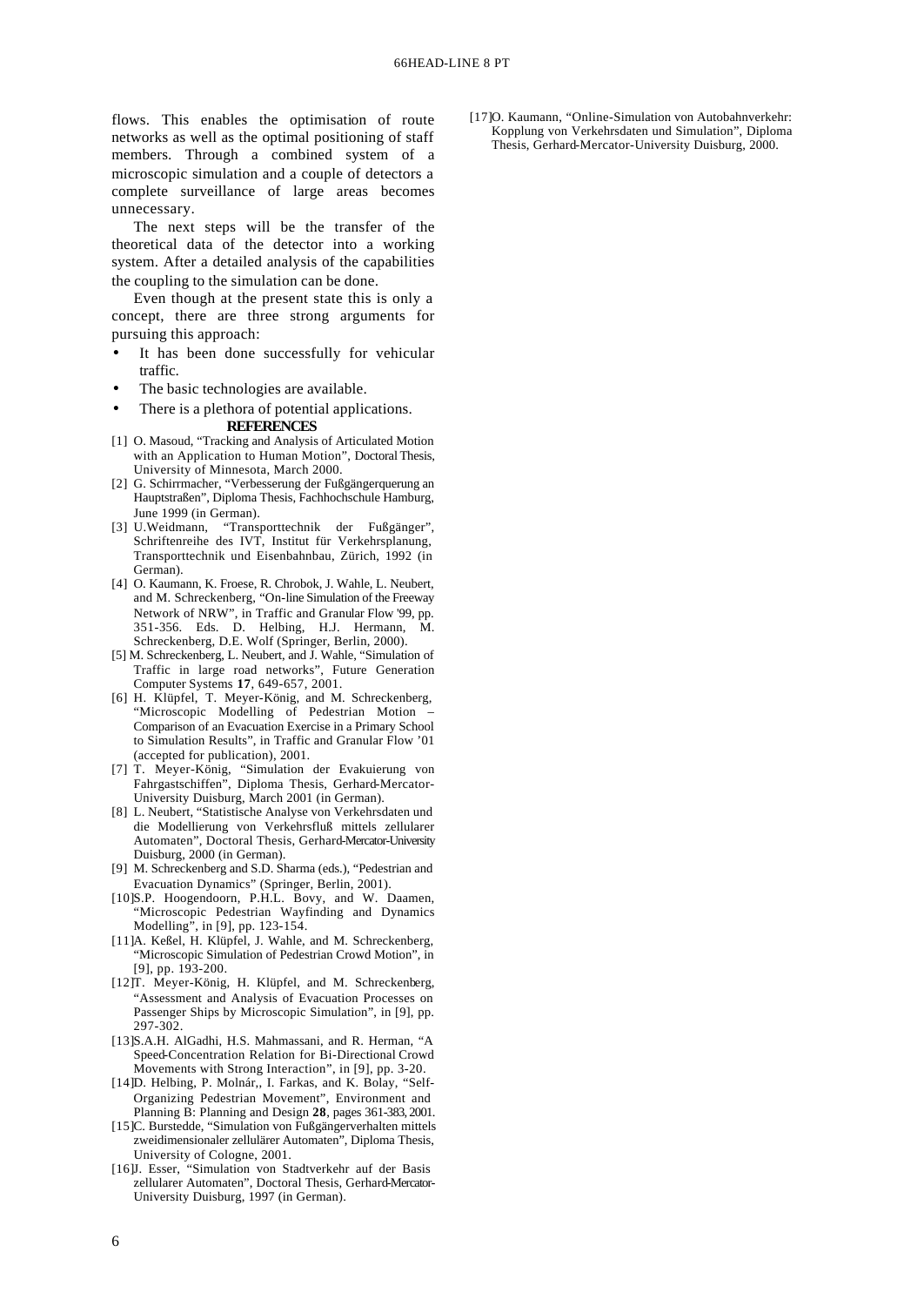flows. This enables the optimisation of route networks as well as the optimal positioning of staff members. Through a combined system of a microscopic simulation and a couple of detectors a complete surveillance of large areas becomes unnecessary.

The next steps will be the transfer of the theoretical data of the detector into a working system. After a detailed analysis of the capabilities the coupling to the simulation can be done.

Even though at the present state this is only a concept, there are three strong arguments for pursuing this approach:

- It has been done successfully for vehicular traffic.
- The basic technologies are available.
- There is a plethora of potential applications.

## REFERENCES

[1] O. Masoud, "Tracking and Analysis of Articulated Motion with an Application to Human Motion", Doctoral Thesis, University of Minnesota, March 2000.

[2] G. Schirrmacher, "Verbesserung der Fußgängerquerung an Hauptstraßen", Diploma Thesis, Fachhochschule Hamburg, June 1999 (in German).

[3] U.Weidmann, "Transporttechnik der Fußgänger", Schriftenreihe des IVT, Institut für Verkehrsplanung, Transporttechnik und Eisenbahnbau, Zürich, 1992 (in German).

[4] O. Kaumann, K. Froese, R. Chrobok, J. Wahle, L. Neubert, and M. Schreckenberg, "On-line Simulation of the Freeway Network of NRW", in Traffic and Granular Flow '99, pp. 351-356. Eds. D. Helbing, H.J. Hermann, M. Schreckenberg, D.E. Wolf (Springer, Berlin, 2000).

[5] M. Schreckenberg, L. Neubert, and J. Wahle, "Simulation of Traffic in large road networks", Future Generation Computer Systems **17**, 649-657, 2001.

[6] H. Klüpfel, T. Meyer-König, and M. Schreckenberg, "Microscopic Modelling of Pedestrian Motion – Comparison of an Evacuation Exercise in a Primary School to Simulation Results", in Traffic and Granular Flow '01 (accepted for publication), 2001.

[7] T. Meyer-König, "Simulation der Evakuierung von Fahrgastschiffen", Diploma Thesis, Gerhard-Mercator-University Duisburg, March 2001 (in German).

[8] L. Neubert, "Statistische Analyse von Verkehrsdaten und die Modellierung von Verkehrsfluß mittels zellularer Automaten", Doctoral Thesis, Gerhard-Mercator-University Duisburg, 2000 (in German).

[9] M. Schreckenberg and S.D. Sharma (eds.), "Pedestrian and Evacuation Dynamics" (Springer, Berlin, 2001).

[10] S.P. Hoogendoorn, P.H.L. Bovy, and W. Daamen, "Microscopic Pedestrian Wayfinding and Dynamics Modelling", in [9], pp. 123-154.

[11] A. Keßel, H. Klüpfel, J. Wahle, and M. Schreckenberg, "Microscopic Simulation of Pedestrian Crowd Motion", in [9], pp. 193-200.

[12] T. Meyer-König, H. Klüpfel, and M. Schreckenberg, "Assessment and Analysis of Evacuation Processes on Passenger Ships by Microscopic Simulation", in [9], pp. 297-302.

[13] S.A.H. AlGadhi, H.S. Mahmassani, and R. Herman, "A Speed-Concentration Relation for Bi-Directional Crowd Movements with Strong Interaction", in [9], pp. 3-20.

[14] D. Helbing, P. Molnár,, I. Farkas, and K. Bolay, "Self-Organizing Pedestrian Movement", Environment and Planning B: Planning and Design **28**, pages 361-383, 2001.

[15] C. Burstedde, "Simulation von Fußgängerverhalten mittels zweidimensionaler zellulärer Automaten", Diploma Thesis, University of Cologne, 2001.

[16] J. Esser, "Simulation von Stadtverkehr auf der Basis zellularer Automaten", Doctoral Thesis, Gerhard-Mercator-University Duisburg, 1997 (in German).

[17] O. Kaumann, "Online-Simulation von Autobahnverkehr: Kopplung von Verkehrsdaten und Simulation", Diploma Thesis, Gerhard-Mercator-University Duisburg, 2000.